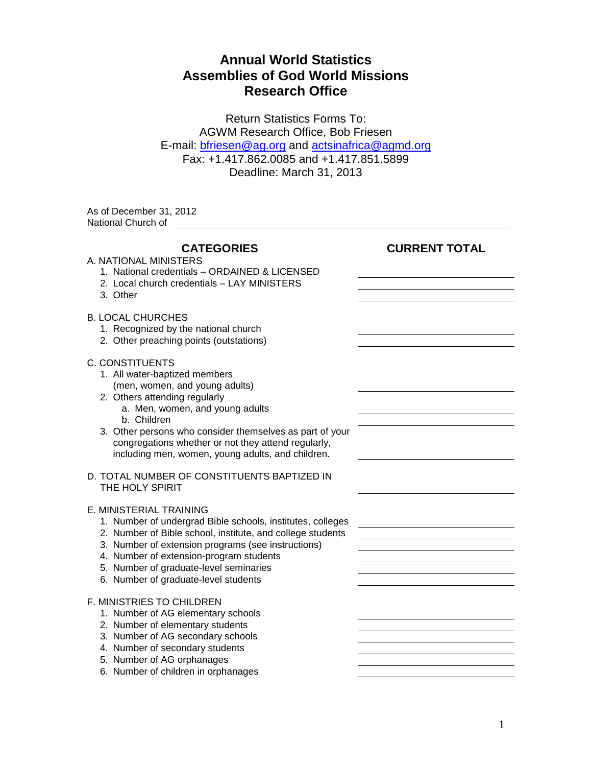# Annual World Statistics
# Assemblies of God World Missions
# Research Office

Return Statistics Forms To:
AGWM Research Office, Bob Friesen
E-mail: [bfriesen@ag.org](mailto:bfriesen@ag.org) and [actsinafrica@agmd.org](mailto:actsinafrica@agmd.org)
Fax: +1.417.862.0085 and +1.417.851.5899
Deadline: March 31, 2013

As of December 31, 2012
National Church of ______________________________

| CATEGORIES | CURRENT TOTAL |
|---|---|
| **A. NATIONAL MINISTERS** | |
| 1. National credentials – ORDAINED & LICENSED | |
| 2. Local church credentials – LAY MINISTERS | |
| 3. Other | |
| **B. LOCAL CHURCHES** | |
| 1. Recognized by the national church | |
| 2. Other preaching points (outstations) | |
| **C. CONSTITUENTS** | |
| 1. All water-baptized members (men, women, and young adults) | |
| 2. Others attending regularly | |
| a. Men, women, and young adults | |
| b. Children | |
| 3. Other persons who consider themselves as part of your congregations whether or not they attend regularly, including men, women, young adults, and children. | |
| **D. TOTAL NUMBER OF CONSTITUENTS BAPTIZED IN THE HOLY SPIRIT** | |
| **E. MINISTERIAL TRAINING** | |
| 1. Number of undergrad Bible schools, institutes, colleges | |
| 2. Number of Bible school, institute, and college students | |
| 3. Number of extension programs (see instructions) | |
| 4. Number of extension-program students | |
| 5. Number of graduate-level seminaries | |
| 6. Number of graduate-level students | |
| **F. MINISTRIES TO CHILDREN** | |
| 1. Number of AG elementary schools | |
| 2. Number of elementary students | |
| 3. Number of AG secondary schools | |
| 4. Number of secondary students | |
| 5. Number of AG orphanages | |
| 6. Number of children in orphanages | |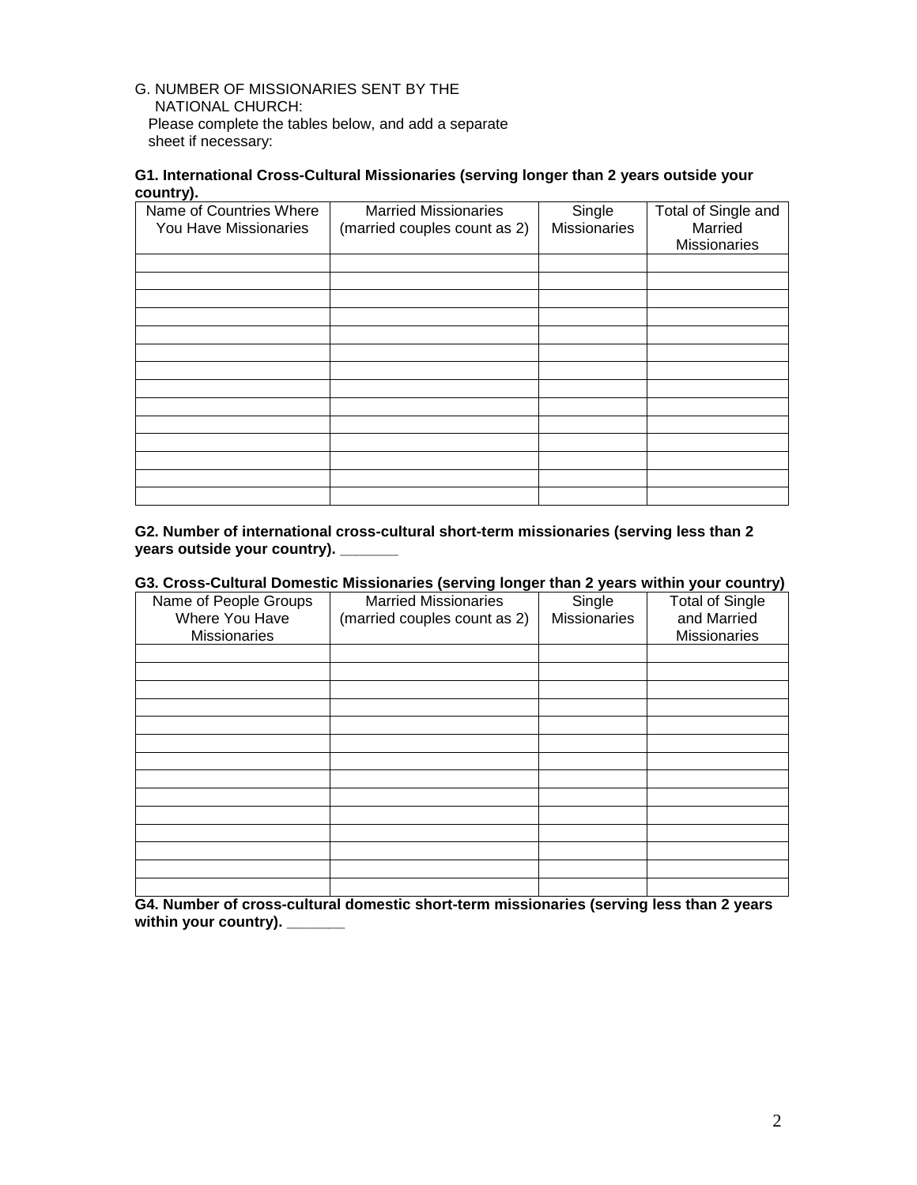G. NUMBER OF MISSIONARIES SENT BY THE NATIONAL CHURCH:
Please complete the tables below, and add a separate sheet if necessary:

**G1. International Cross-Cultural Missionaries (serving longer than 2 years outside your country).**

| Name of Countries Where You Have Missionaries | Married Missionaries (married couples count as 2) | Single Missionaries | Total of Single and Married Missionaries |
|---|---|---|---|
| | | | |
| | | | |
| | | | |
| | | | |
| | | | |
| | | | |
| | | | |
| | | | |
| | | | |
| | | | |
| | | | |
| | | | |
| | | | |
| | | | |

**G2. Number of international cross-cultural short-term missionaries (serving less than 2 years outside your country). _______**

**G3. Cross-Cultural Domestic Missionaries (serving longer than 2 years within your country)**

| Name of People Groups Where You Have Missionaries | Married Missionaries (married couples count as 2) | Single Missionaries | Total of Single and Married Missionaries |
|---|---|---|---|
| | | | |
| | | | |
| | | | |
| | | | |
| | | | |
| | | | |
| | | | |
| | | | |
| | | | |
| | | | |
| | | | |
| | | | |
| | | | |
| | | | |

**G4. Number of cross-cultural domestic short-term missionaries (serving less than 2 years within your country). _______**